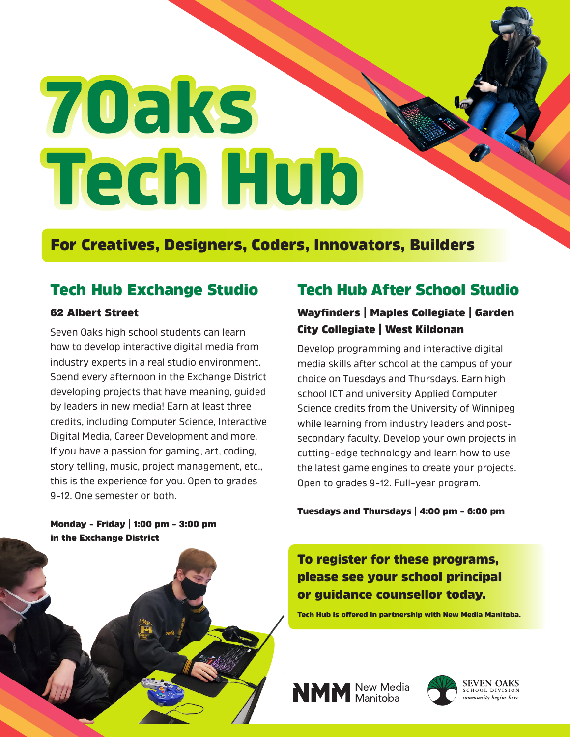# 7Oaks Tech Hub

## For Creatives, Designers, Coders, Innovators, Builders

## Tech Hub Exchange Studio

### 62 Albert Street

Seven Oaks high school students can learn how to develop interactive digital media from industry experts in a real studio environment. Spend every afternoon in the Exchange District developing projects that have meaning, guided by leaders in new media! Earn at least three credits, including Computer Science, Interactive Digital Media, Career Development and more. If you have a passion for gaming, art, coding, story telling, music, project management, etc., this is the experience for you. Open to grades 9-12. One semester or both.

**Monday - Friday | 1:00 pm - 3:00 pm in the Exchange District**

## Tech Hub After School Studio

### Wayfinders | Maples Collegiate | Garden City Collegiate | West Kildonan

Develop programming and interactive digital media skills after school at the campus of your choice on Tuesdays and Thursdays. Earn high school ICT and university Applied Computer Science credits from the University of Winnipeg while learning from industry leaders and post-secondary faculty. Develop your own projects in cutting-edge technology and learn how to use the latest game engines to create your projects. Open to grades 9-12. Full-year program.

**Tuesdays and Thursdays | 4:00 pm - 6:00 pm**

**To register for these programs, please see your school principal or guidance counsellor today.**

**Tech Hub is offered in partnership with New Media Manitoba.**

NMM New Media Manitoba

SEVEN OAKS SCHOOL DIVISION *community begins here*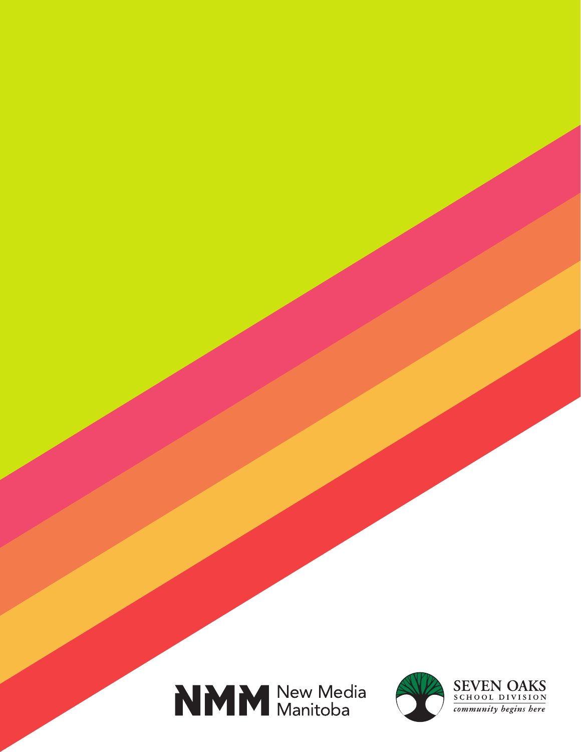NMM New Media Manitoba

SEVEN OAKS
SCHOOL DIVISION
*community begins here*